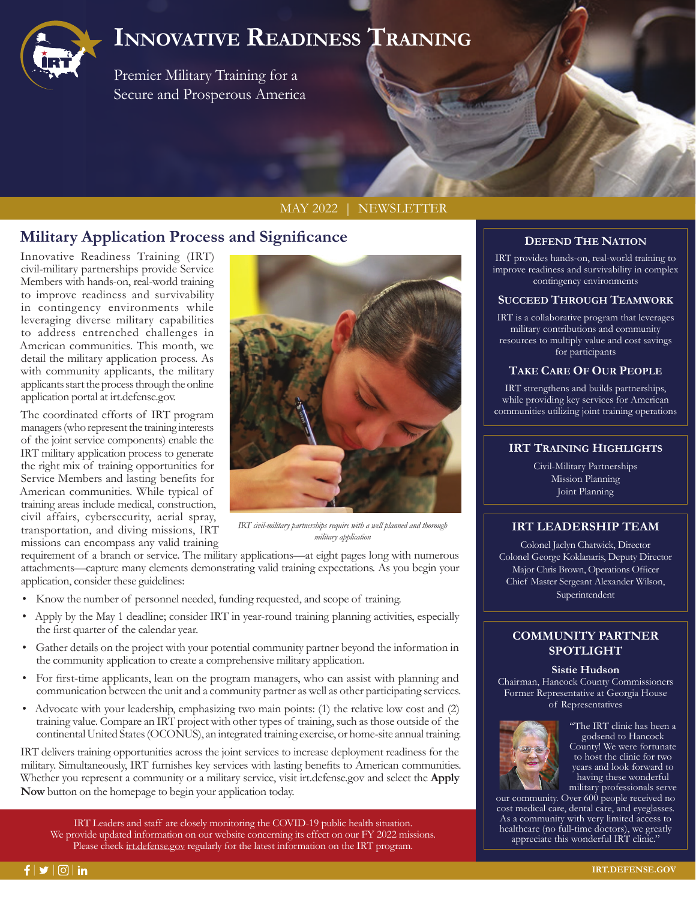# Innovative Readiness Training

Premier Military Training for a Secure and Prosperous America

MAY 2022 | NEWSLETTER

## Military Application Process and Significance

Innovative Readiness Training (IRT) civil-military partnerships provide Service Members with hands-on, real-world training to improve readiness and survivability in contingency environments while leveraging diverse military capabilities to address entrenched challenges in American communities. This month, we detail the military application process. As with community applicants, the military applicants start the process through the online application portal at irt.defense.gov.

The coordinated efforts of IRT program managers (who represent the training interests of the joint service components) enable the IRT military application process to generate the right mix of training opportunities for Service Members and lasting benefits for American communities. While typical of training areas include medical, construction, civil affairs, cybersecurity, aerial spray, transportation, and diving missions, IRT missions can encompass any valid training requirement of a branch or service. The military applications—at eight pages long with numerous attachments—capture many elements demonstrating valid training expectations. As you begin your application, consider these guidelines:

*IRT civil-military partnerships require with a well planned and thorough military application*

- Know the number of personnel needed, funding requested, and scope of training.
- Apply by the May 1 deadline; consider IRT in year-round training planning activities, especially the first quarter of the calendar year.
- Gather details on the project with your potential community partner beyond the information in the community application to create a comprehensive military application.
- For first-time applicants, lean on the program managers, who can assist with planning and communication between the unit and a community partner as well as other participating services.
- Advocate with your leadership, emphasizing two main points: (1) the relative low cost and (2) training value. Compare an IRT project with other types of training, such as those outside of the continental United States (OCONUS), an integrated training exercise, or home-site annual training.

IRT delivers training opportunities across the joint services to increase deployment readiness for the military. Simultaneously, IRT furnishes key services with lasting benefits to American communities. Whether you represent a community or a military service, visit irt.defense.gov and select the **Apply Now** button on the homepage to begin your application today.

IRT Leaders and staff are closely monitoring the COVID-19 public health situation. We provide updated information on our website concerning its effect on our FY 2022 missions. Please check irt.defense.gov regularly for the latest information on the IRT program.

### Defend The Nation

IRT provides hands-on, real-world training to improve readiness and survivability in complex contingency environments

### Succeed Through Teamwork

IRT is a collaborative program that leverages military contributions and community resources to multiply value and cost savings for participants

### Take Care Of Our People

IRT strengthens and builds partnerships, while providing key services for American communities utilizing joint training operations

### IRT Training Highlights

Civil-Military Partnerships
Mission Planning
Joint Planning

### IRT Leadership Team

Colonel Jaclyn Chatwick, Director
Colonel George Koklanaris, Deputy Director
Major Chris Brown, Operations Officer
Chief Master Sergeant Alexander Wilson, Superintendent

### Community Partner Spotlight

**Sistie Hudson**
Chairman, Hancock County Commissioners
Former Representative at Georgia House of Representatives

"The IRT clinic has been a godsend to Hancock County! We were fortunate to host the clinic for two years and look forward to having these wonderful military professionals serve our community. Over 600 people received no cost medical care, dental care, and eyeglasses. As a community with very limited access to healthcare (no full-time doctors), we greatly appreciate this wonderful IRT clinic."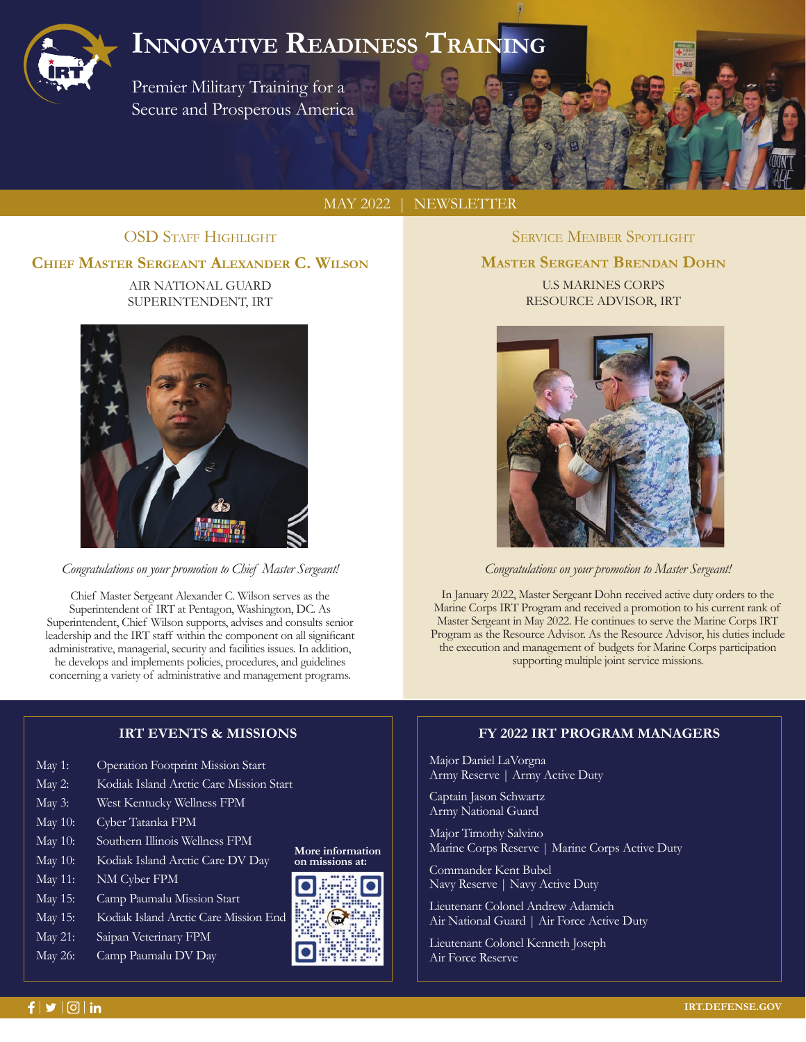# Innovative Readiness Training

Premier Military Training for a Secure and Prosperous America

MAY 2022 | NEWSLETTER

## OSD Staff Highlight

### Chief Master Sergeant Alexander C. Wilson

AIR NATIONAL GUARD
SUPERINTENDENT, IRT

*Congratulations on your promotion to Chief Master Sergeant!*

Chief Master Sergeant Alexander C. Wilson serves as the Superintendent of IRT at Pentagon, Washington, DC. As Superintendent, Chief Wilson supports, advises and consults senior leadership and the IRT staff within the component on all significant administrative, managerial, security and facilities issues. In addition, he develops and implements policies, procedures, and guidelines concerning a variety of administrative and management programs.

## Service Member Spotlight

### Master Sergeant Brendan Dohn

U.S MARINES CORPS
RESOURCE ADVISOR, IRT

*Congratulations on your promotion to Master Sergeant!*

In January 2022, Master Sergeant Dohn received active duty orders to the Marine Corps IRT Program and received a promotion to his current rank of Master Sergeant in May 2022. He continues to serve the Marine Corps IRT Program as the Resource Advisor. As the Resource Advisor, his duties include the execution and management of budgets for Marine Corps participation supporting multiple joint service missions.

## IRT Events & Missions

| | |
|---|---|
| May 1: | Operation Footprint Mission Start |
| May 2: | Kodiak Island Arctic Care Mission Start |
| May 3: | West Kentucky Wellness FPM |
| May 10: | Cyber Tatanka FPM |
| May 10: | Southern Illinois Wellness FPM |
| May 10: | Kodiak Island Arctic Care DV Day |
| May 11: | NM Cyber FPM |
| May 15: | Camp Paumalu Mission Start |
| May 15: | Kodiak Island Arctic Care Mission End |
| May 21: | Saipan Veterinary FPM |
| May 26: | Camp Paumalu DV Day |

**More information on missions at:**

## FY 2022 IRT Program Managers

Major Daniel LaVorgna
Army Reserve | Army Active Duty

Captain Jason Schwartz
Army National Guard

Major Timothy Salvino
Marine Corps Reserve | Marine Corps Active Duty

Commander Kent Bubel
Navy Reserve | Navy Active Duty

Lieutenant Colonel Andrew Adamich
Air National Guard | Air Force Active Duty

Lieutenant Colonel Kenneth Joseph
Air Force Reserve

IRT.DEFENSE.GOV